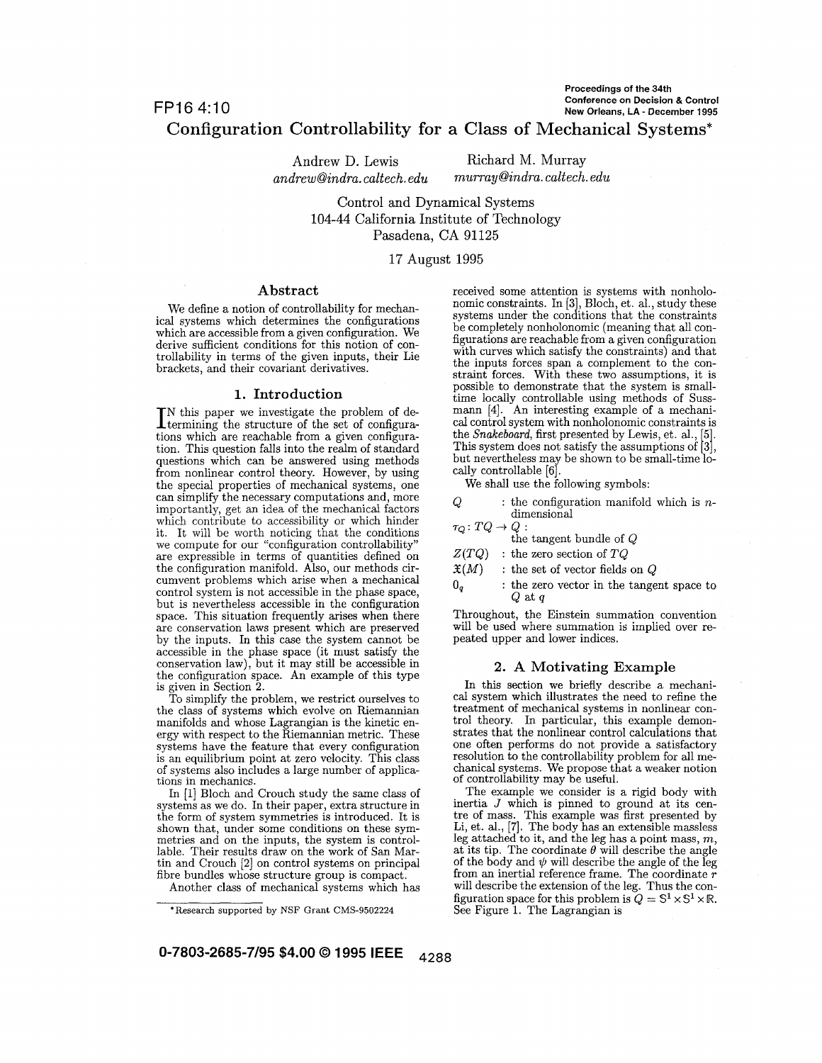# Configuration Controllability for a Class of Mechanical Systems*

Andrew D. Lewis
*andrew@indra.caltech.edu*

Richard M. Murray
*murray@indra.caltech.edu*

Control and Dynamical Systems
104-44 California Institute of Technology
Pasadena, CA 91125

17 August 1995

## Abstract

We define a notion of controllability for mechanical systems which determines the configurations which are accessible from a given configuration. We derive sufficient conditions for this notion of controllability in terms of the given inputs, their Lie brackets, and their covariant derivatives.

## 1. Introduction

In this paper we investigate the problem of determining the structure of the set of configurations which are reachable from a given configuration. This question falls into the realm of standard questions which can be answered using methods from nonlinear control theory. However, by using the special properties of mechanical systems, one can simplify the necessary computations and, more importantly, get an idea of the mechanical factors which contribute to accessibility or which hinder it. It will be worth noticing that the conditions we compute for our "configuration controllability" are expressible in terms of quantities defined on the configuration manifold. Also, our methods circumvent problems which arise when a mechanical control system is not accessible in the phase space, but is nevertheless accessible in the configuration space. This situation frequently arises when there are conservation laws present which are preserved by the inputs. In this case the system cannot be accessible in the phase space (it must satisfy the conservation law), but it may still be accessible in the configuration space. An example of this type is given in Section 2.

To simplify the problem, we restrict ourselves to the class of systems which evolve on Riemannian manifolds and whose Lagrangian is the kinetic energy with respect to the Riemannian metric. These systems have the feature that every configuration is an equilibrium point at zero velocity. This class of systems also includes a large number of applications in mechanics.

In [1] Bloch and Crouch study the same class of systems as we do. In their paper, extra structure in the form of system symmetries is introduced. It is shown that, under some conditions on these symmetries and on the inputs, the system is controllable. Their results draw on the work of San Martin and Crouch [2] on control systems on principal fibre bundles whose structure group is compact.

Another class of mechanical systems which has received some attention is systems with nonholonomic constraints. In [3], Bloch, et. al., study these systems under the conditions that the constraints be completely nonholonomic (meaning that all configurations are reachable from a given configuration with curves which satisfy the constraints) and that the inputs forces span a complement to the constraint forces. With these two assumptions, it is possible to demonstrate that the system is small-time locally controllable using methods of Sussmann [4]. An interesting example of a mechanical control system with nonholonomic constraints is the *Snakeboard*, first presented by Lewis, et. al., [5]. This system does not satisfy the assumptions of [3], but nevertheless may be shown to be small-time locally controllable [6].

We shall use the following symbols:

- $Q$ : the configuration manifold which is $n$-dimensional
- $\tau_Q \colon TQ \to Q$ : the tangent bundle of $Q$
- $Z(TQ)$ : the zero section of $TQ$
- $\mathfrak{X}(M)$ : the set of vector fields on $Q$
- $0_q$ : the zero vector in the tangent space to $Q$ at $q$

Throughout, the Einstein summation convention will be used where summation is implied over repeated upper and lower indices.

## 2. A Motivating Example

In this section we briefly describe a mechanical system which illustrates the need to refine the treatment of mechanical systems in nonlinear control theory. In particular, this example demonstrates that the nonlinear control calculations that one often performs do not provide a satisfactory resolution to the controllability problem for all mechanical systems. We propose that a weaker notion of controllability may be useful.

The example we consider is a rigid body with inertia $J$ which is pinned to ground at its centre of mass. This example was first presented by Li, et. al., [7]. The body has an extensible massless leg attached to it, and the leg has a point mass, $m$, at its tip. The coordinate $\theta$ will describe the angle of the body and $\psi$ will describe the angle of the leg from an inertial reference frame. The coordinate $r$ will describe the extension of the leg. Thus the configuration space for this problem is $Q = \mathbb{S}^1 \times \mathbb{S}^1 \times \mathbb{R}$. See Figure 1. The Lagrangian is

*Research supported by NSF Grant CMS-9502224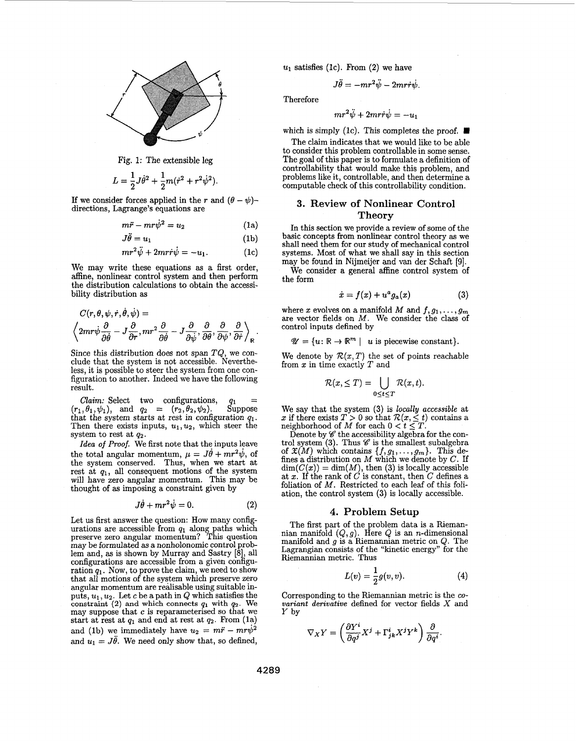Fig. 1: The extensible leg

$$L = \frac{1}{2}J\dot{\theta}^2 + \frac{1}{2}m(\dot{r}^2 + r^2\dot{\psi}^2).$$

If we consider forces applied in the $r$ and $(\theta - \psi)$-directions, Lagrange's equations are

$$m\ddot{r} - mr\dot{\psi}^2 = u_2 \tag{1a}$$

$$J\ddot{\theta} = u_1 \tag{1b}$$

$$mr^2\ddot{\psi} + 2mr\dot{r}\dot{\psi} = -u_1. \tag{1c}$$

We may write these equations as a first order, affine, nonlinear control system and then perform the distribution calculations to obtain the accessibility distribution as

$$C(r, \theta, \psi, \dot{r}, \dot{\theta}, \dot{\psi}) = \left\langle 2mr\dot{\psi}\frac{\partial}{\partial\dot{\theta}} - J\frac{\partial}{\partial r}, mr^2\frac{\partial}{\partial\theta} - J\frac{\partial}{\partial\dot{\psi}}, \frac{\partial}{\partial\dot{\theta}}, \frac{\partial}{\partial\psi}, \frac{\partial}{\partial\dot{r}} \right\rangle_{\mathbb{R}}.$$

Since this distribution does not span $TQ$, we conclude that the system is not accessible. Nevertheless, it is possible to steer the system from one configuration to another. Indeed we have the following result.

*Claim:* Select two configurations, $q_1 = (r_1, \theta_1, \psi_1)$, and $q_2 = (r_2, \theta_2, \psi_2)$. Suppose that the system starts at rest in configuration $q_1$. Then there exists inputs, $u_1, u_2$, which steer the system to rest at $q_2$.

*Idea of Proof.* We first note that the inputs leave the total angular momentum, $\mu = J\dot{\theta} + mr^2\dot{\psi}$, of the system conserved. Thus, when we start at rest at $q_1$, all consequent motions of the system will have zero angular momentum. This may be thought of as imposing a constraint given by

$$J\dot{\theta} + mr^2\dot{\psi} = 0. \tag{2}$$

Let us first answer the question: How many configurations are accessible from $q_1$ along paths which preserve zero angular momentum? This question may be formulated as a nonholonomic control problem and, as is shown by Murray and Sastry [8], all configurations are accessible from a given configuration $q_1$. Now, to prove the claim, we need to show that all motions of the system which preserve zero angular momentum are realisable using suitable inputs, $u_1, u_2$. Let $c$ be a path in $Q$ which satisfies the constraint (2) and which connects $q_1$ with $q_2$. We may suppose that $c$ is reparameterised so that we start at rest at $q_1$ and end at rest at $q_2$. From (1a) and (1b) we immediately have $u_2 = m\ddot{r} - mr\dot{\psi}^2$ and $u_1 = J\ddot{\theta}$. We need only show that, so defined, $u_1$ satisfies (1c). From (2) we have

$$J\ddot{\theta} = -mr^2\ddot{\psi} - 2mr\dot{r}\dot{\psi}.$$

Therefore

$$mr^2\ddot{\psi} + 2mr\dot{r}\dot{\psi} = -u_1$$

which is simply (1c). This completes the proof. ■

The claim indicates that we would like to be able to consider this problem controllable in some sense. The goal of this paper is to formulate a definition of controllability that would make this problem, and problems like it, controllable, and then determine a computable check of this controllability condition.

## 3. Review of Nonlinear Control Theory

In this section we provide a review of some of the basic concepts from nonlinear control theory as we shall need them for our study of mechanical control systems. Most of what we shall say in this section may be found in Nijmeijer and van der Schaft [9].

We consider a general affine control system of the form

$$\dot{x} = f(x) + u^a g_a(x) \tag{3}$$

where $x$ evolves on a manifold $M$ and $f, g_1, \ldots, g_m$ are vector fields on $M$. We consider the class of control inputs defined by

$$\mathscr{U} = \{u \colon \mathbb{R} \to \mathbb{R}^m \mid u \text{ is piecewise constant}\}.$$

We denote by $\mathcal{R}(x, T)$ the set of points reachable from $x$ in time exactly $T$ and

$$\mathcal{R}(x, \leq T) = \bigcup_{0 \leq t \leq T} \mathcal{R}(x, t).$$

We say that the system (3) is *locally accessible* at $x$ if there exists $T > 0$ so that $\mathcal{R}(x, \leq t)$ contains a neighborhood of $M$ for each $0 < t \leq T$.

Denote by $\mathscr{C}$ the accessibility algebra for the control system (3). Thus $\mathscr{C}$ is the smallest subalgebra of $\mathfrak{X}(M)$ which contains $\{f, g_1, \ldots, g_m\}$. This defines a distribution on $M$ which we denote by $C$. If $\dim(C(x)) = \dim(M)$, then (3) is locally accessible at $x$. If the rank of $C$ is constant, then $C$ defines a foliation of $M$. Restricted to each leaf of this foliation, the control system (3) is locally accessible.

## 4. Problem Setup

The first part of the problem data is a Riemannian manifold $(Q, g)$. Here $Q$ is an $n$-dimensional manifold and $g$ is a Riemannian metric on $Q$. The Lagrangian consists of the "kinetic energy" for the Riemannian metric. Thus

$$L(v) = \frac{1}{2}g(v, v). \tag{4}$$

Corresponding to the Riemannian metric is the *covariant derivative* defined for vector fields $X$ and $Y$ by

$$\nabla_X Y = \left(\frac{\partial Y^i}{\partial q^j}X^j + \Gamma^i_{jk}X^jY^k\right)\frac{\partial}{\partial q^i}.$$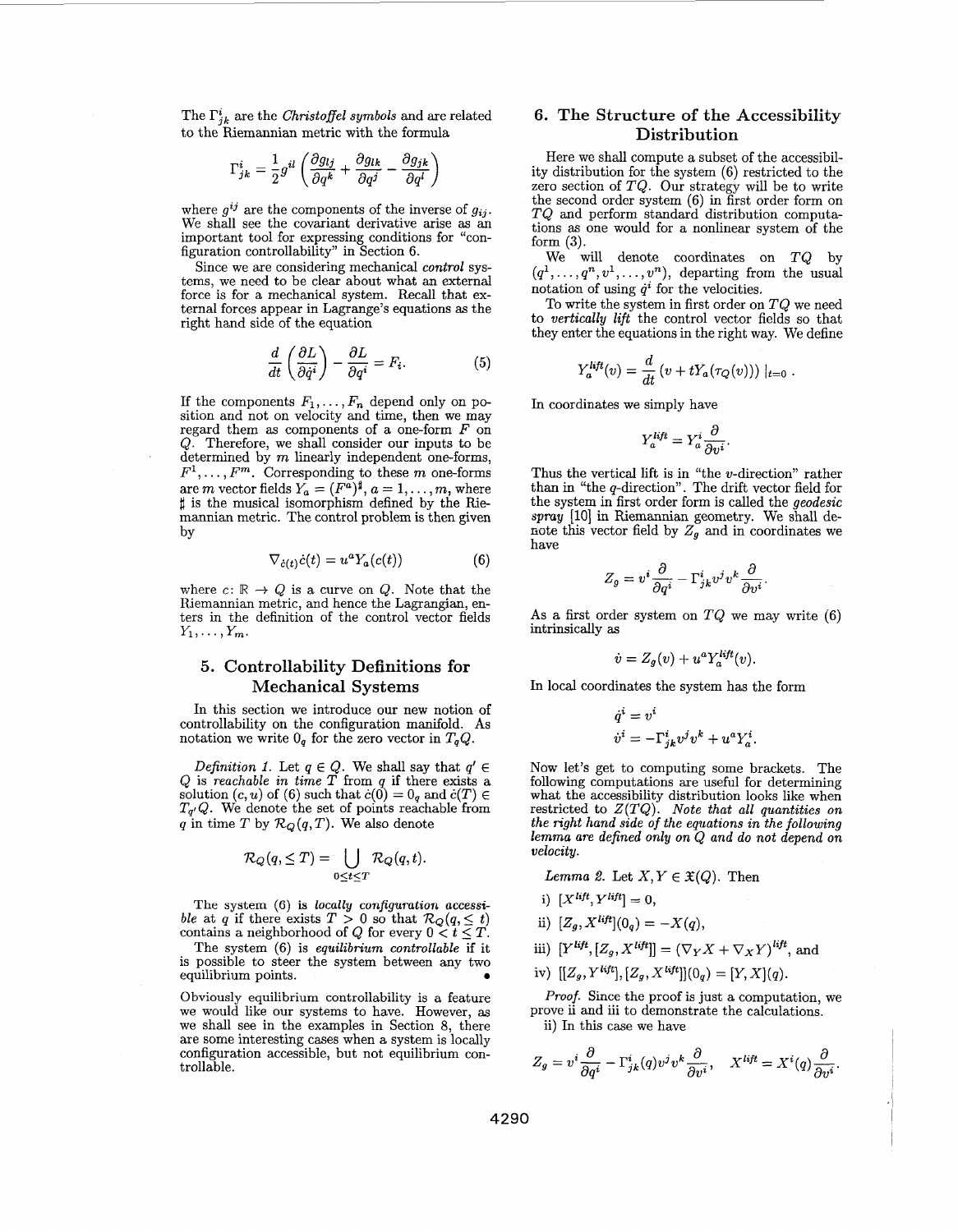The $\Gamma^i_{jk}$ are the *Christoffel symbols* and are related to the Riemannian metric with the formula

$$\Gamma^i_{jk} = \frac{1}{2} g^{il} \left( \frac{\partial g_{lj}}{\partial q^k} + \frac{\partial g_{lk}}{\partial q^j} - \frac{\partial g_{jk}}{\partial q^l} \right)$$

where $g^{ij}$ are the components of the inverse of $g_{ij}$. We shall see the covariant derivative arise as an important tool for expressing conditions for "configuration controllability" in Section 6.

Since we are considering mechanical *control* systems, we need to be clear about what an external force is for a mechanical system. Recall that external forces appear in Lagrange's equations as the right hand side of the equation

$$\frac{d}{dt}\left(\frac{\partial L}{\partial \dot{q}^i}\right) - \frac{\partial L}{\partial q^i} = F_i. \tag{5}$$

If the components $F_1, \ldots, F_n$ depend only on position and not on velocity and time, then we may regard them as components of a one-form $F$ on $Q$. Therefore, we shall consider our inputs to be determined by $m$ linearly independent one-forms, $F^1, \ldots, F^m$. Corresponding to these $m$ one-forms are $m$ vector fields $Y_a = (F^a)^\sharp$, $a = 1, \ldots, m$, where $\sharp$ is the musical isomorphism defined by the Riemannian metric. The control problem is then given by

$$\nabla_{\dot{c}(t)} \dot{c}(t) = u^a Y_a(c(t)) \tag{6}$$

where $c\colon \mathbb{R} \to Q$ is a curve on $Q$. Note that the Riemannian metric, and hence the Lagrangian, enters in the definition of the control vector fields $Y_1, \ldots, Y_m$.

## 5. Controllability Definitions for Mechanical Systems

In this section we introduce our new notion of controllability on the configuration manifold. As notation we write $0_q$ for the zero vector in $T_qQ$.

*Definition 1.* Let $q \in Q$. We shall say that $q' \in Q$ is *reachable in time $T$* from $q$ if there exists a solution $(c, u)$ of (6) such that $\dot{c}(0) = 0_q$ and $\dot{c}(T) \in T_{q'}Q$. We denote the set of points reachable from $q$ in time $T$ by $\mathcal{R}_Q(q, T)$. We also denote

$$\mathcal{R}_Q(q, \leq T) = \bigcup_{0 \leq t \leq T} \mathcal{R}_Q(q, t).$$

The system (6) is *locally configuration accessible* at $q$ if there exists $T > 0$ so that $\mathcal{R}_Q(q, \leq t)$ contains a neighborhood of $Q$ for every $0 < t \leq T$.

The system (6) is *equilibrium controllable* if it is possible to steer the system between any two equilibrium points. •

Obviously equilibrium controllability is a feature we would like our systems to have. However, as we shall see in the examples in Section 8, there are some interesting cases when a system is locally configuration accessible, but not equilibrium controllable.

## 6. The Structure of the Accessibility Distribution

Here we shall compute a subset of the accessibility distribution for the system (6) restricted to the zero section of $TQ$. Our strategy will be to write the second order system (6) in first order form on $TQ$ and perform standard distribution computations as one would for a nonlinear system of the form (3).

We will denote coordinates on $TQ$ by $(q^1, \ldots, q^n, v^1, \ldots, v^n)$, departing from the usual notation of using $\dot{q}^i$ for the velocities.

To write the system in first order on $TQ$ we need to *vertically lift* the control vector fields so that they enter the equations in the right way. We define

$$Y_a^{lift}(v) = \frac{d}{dt}\left(v + tY_a(\tau_Q(v))\right)\big|_{t=0}.$$

In coordinates we simply have

$$Y_a^{lift} = Y_a^i \frac{\partial}{\partial v^i}.$$

Thus the vertical lift is in "the $v$-direction" rather than in "the $q$-direction". The drift vector field for the system in first order form is called the *geodesic spray* [10] in Riemannian geometry. We shall denote this vector field by $Z_g$ and in coordinates we have

$$Z_g = v^i \frac{\partial}{\partial q^i} - \Gamma^i_{jk} v^j v^k \frac{\partial}{\partial v^i}.$$

As a first order system on $TQ$ we may write (6) intrinsically as

$$\dot{v} = Z_g(v) + u^a Y_a^{lift}(v).$$

In local coordinates the system has the form

$$\begin{aligned}
\dot{q}^i &= v^i \\
\dot{v}^i &= -\Gamma^i_{jk} v^j v^k + u^a Y_a^i.
\end{aligned}$$

Now let's get to computing some brackets. The following computations are useful for determining what the accessibility distribution looks like when restricted to $Z(TQ)$. *Note that all quantities on the right hand side of the equations in the following lemma are defined only on $Q$ and do not depend on velocity.*

*Lemma 2.* Let $X, Y \in \mathfrak{X}(Q)$. Then

i) $[X^{lift}, Y^{lift}] = 0$,

ii) $[Z_g, X^{lift}](0_q) = -X(q)$,

iii) $[Y^{lift}, [Z_g, X^{lift}]] = (\nabla_Y X + \nabla_X Y)^{lift}$, and

iv) $[[Z_g, Y^{lift}], [Z_g, X^{lift}]](0_q) = [Y, X](q)$.

*Proof.* Since the proof is just a computation, we prove ii and iii to demonstrate the calculations.

ii) In this case we have

$$Z_g = v^i \frac{\partial}{\partial q^i} - \Gamma^i_{jk}(q) v^j v^k \frac{\partial}{\partial v^i}, \quad X^{lift} = X^i(q) \frac{\partial}{\partial v^i}.$$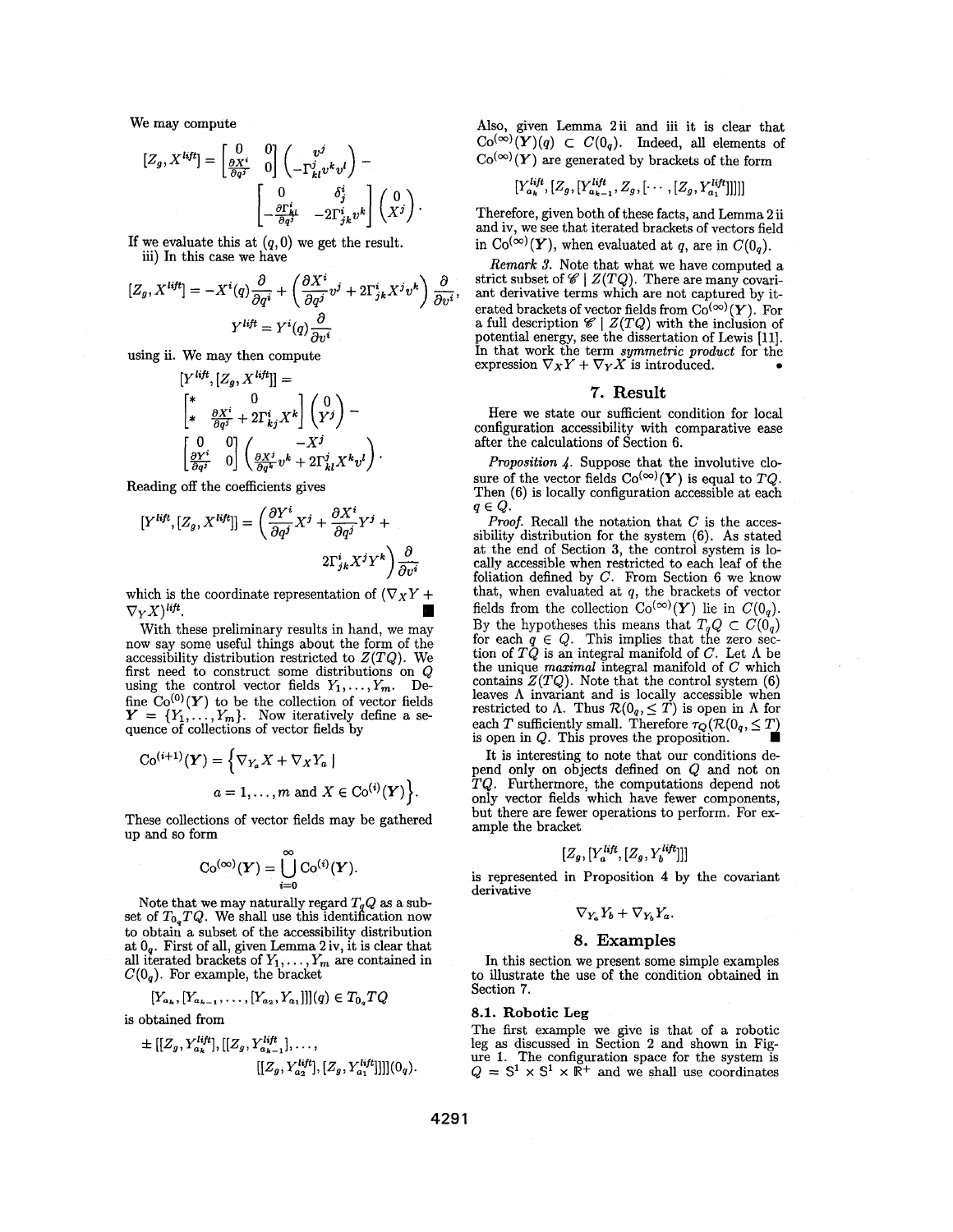We may compute

$$[Z_g, X^{lift}] = \begin{bmatrix} 0 & 0 \\ \frac{\partial X^i}{\partial q^j} & 0 \end{bmatrix} \begin{pmatrix} v^j \\ -\Gamma^j_{kl} v^k v^l \end{pmatrix} - \begin{bmatrix} 0 & \delta^i_j \\ -\frac{\partial \Gamma^i_{kl}}{\partial q^j} & -2\Gamma^i_{jk} v^k \end{bmatrix} \begin{pmatrix} 0 \\ X^j \end{pmatrix}.$$

If we evaluate this at $(q, 0)$ we get the result.

iii) In this case we have

$$[Z_g, X^{lift}] = -X^i(q)\frac{\partial}{\partial q^i} + \left(\frac{\partial X^i}{\partial q^j} v^j + 2\Gamma^i_{jk} X^j v^k\right) \frac{\partial}{\partial v^i},$$

$$Y^{lift} = Y^i(q) \frac{\partial}{\partial v^i}$$

using ii. We may then compute

$$[Y^{lift}, [Z_g, X^{lift}]] = \begin{bmatrix} * & 0 \\ * & \frac{\partial X^i}{\partial q^j} + 2\Gamma^i_{kj} X^k \end{bmatrix} \begin{pmatrix} 0 \\ Y^j \end{pmatrix} - \begin{bmatrix} 0 & 0 \\ \frac{\partial Y^i}{\partial q^j} & 0 \end{bmatrix} \begin{pmatrix} -X^j \\ \frac{\partial X^j}{\partial q^k} v^k + 2\Gamma^j_{kl} X^k v^l \end{pmatrix}.$$

Reading off the coefficients gives

$$[Y^{lift}, [Z_g, X^{lift}]] = \left(\frac{\partial Y^i}{\partial q^j} X^j + \frac{\partial X^i}{\partial q^j} Y^j + 2\Gamma^i_{jk} X^j Y^k\right) \frac{\partial}{\partial v^i}$$

which is the coordinate representation of $(\nabla_X Y + \nabla_Y X)^{lift}$. ∎

With these preliminary results in hand, we may now say some useful things about the form of the accessibility distribution restricted to $Z(TQ)$. We first need to construct some distributions on $Q$ using the control vector fields $Y_1, \ldots, Y_m$. Define $\mathrm{Co}^{(0)}(\boldsymbol{Y})$ to be the collection of vector fields $\boldsymbol{Y} = \{Y_1, \ldots, Y_m\}$. Now iteratively define a sequence of collections of vector fields by

$$\mathrm{Co}^{(i+1)}(\boldsymbol{Y}) = \Big\{ \nabla_{Y_a} X + \nabla_X Y_a \mid a = 1, \ldots, m \text{ and } X \in \mathrm{Co}^{(i)}(\boldsymbol{Y}) \Big\}.$$

These collections of vector fields may be gathered up and so form

$$\mathrm{Co}^{(\infty)}(\boldsymbol{Y}) = \bigcup_{i=0}^{\infty} \mathrm{Co}^{(i)}(\boldsymbol{Y}).$$

Note that we may naturally regard $T_q Q$ as a subset of $T_{0_q} TQ$. We shall use this identification now to obtain a subset of the accessibility distribution at $0_q$. First of all, given Lemma 2 iv, it is clear that all iterated brackets of $Y_1, \ldots, Y_m$ are contained in $C(0_q)$. For example, the bracket

$$[Y_{a_k}, [Y_{a_{k-1}}, \ldots, [Y_{a_2}, Y_{a_1}]]](q) \in T_{0_q} TQ$$

is obtained from

$$\pm [[Z_g, Y^{lift}_{a_k}], [[Z_g, Y^{lift}_{a_{k-1}}], \ldots, [[Z_g, Y^{lift}_{a_2}], [Z_g, Y^{lift}_{a_1}]]]](0_q).$$

Also, given Lemma 2 ii and iii it is clear that $\mathrm{Co}^{(\infty)}(\boldsymbol{Y})(q) \subset C(0_q)$. Indeed, all elements of $\mathrm{Co}^{(\infty)}(\boldsymbol{Y})$ are generated by brackets of the form

$$[Y^{lift}_{a_k}, [Z_g, [Y^{lift}_{a_{k-1}}, Z_g, [\cdots, [Z_g, Y^{lift}_{a_1}]]]]]$$

Therefore, given both of these facts, and Lemma 2 ii and iv, we see that iterated brackets of vectors field in $\mathrm{Co}^{(\infty)}(\boldsymbol{Y})$, when evaluated at $q$, are in $C(0_q)$.

*Remark 3.* Note that what we have computed a strict subset of $\mathscr{C} \mid Z(TQ)$. There are many covariant derivative terms which are not captured by iterated brackets of vector fields from $\mathrm{Co}^{(\infty)}(\boldsymbol{Y})$. For a full description $\mathscr{C} \mid Z(TQ)$ with the inclusion of potential energy, see the dissertation of Lewis [11]. In that work the term *symmetric product* for the expression $\nabla_X Y + \nabla_Y X$ is introduced. •

## 7. Result

Here we state our sufficient condition for local configuration accessibility with comparative ease after the calculations of Section 6.

*Proposition 4.* Suppose that the involutive closure of the vector fields $\mathrm{Co}^{(\infty)}(\boldsymbol{Y})$ is equal to $TQ$. Then (6) is locally configuration accessible at each $q \in Q$.

*Proof.* Recall the notation that $C$ is the accessibility distribution for the system (6). As stated at the end of Section 3, the control system is locally accessible when restricted to each leaf of the foliation defined by $C$. From Section 6 we know that, when evaluated at $q$, the brackets of vector fields from the collection $\mathrm{Co}^{(\infty)}(\boldsymbol{Y})$ lie in $C(0_q)$. By the hypotheses this means that $T_q Q \subset C(0_q)$ for each $q \in Q$. This implies that the zero section of $TQ$ is an integral manifold of $C$. Let $\Lambda$ be the unique *maximal* integral manifold of $C$ which contains $Z(TQ)$. Note that the control system (6) leaves $\Lambda$ invariant and is locally accessible when restricted to $\Lambda$. Thus $\mathcal{R}(0_q, \leq T)$ is open in $\Lambda$ for each $T$ sufficiently small. Therefore $\tau_Q(\mathcal{R}(0_q, \leq T))$ is open in $Q$. This proves the proposition. ∎

It is interesting to note that our conditions depend only on objects defined on $Q$ and not on $TQ$. Furthermore, the computations depend not only vector fields which have fewer components, but there are fewer operations to perform. For example the bracket

$$[Z_g, [Y^{lift}_a, [Z_g, Y^{lift}_b]]]$$

is represented in Proposition 4 by the covariant derivative

$$\nabla_{Y_a} Y_b + \nabla_{Y_b} Y_a.$$

## 8. Examples

In this section we present some simple examples to illustrate the use of the condition obtained in Section 7.

### 8.1. Robotic Leg

The first example we give is that of a robotic leg as discussed in Section 2 and shown in Figure 1. The configuration space for the system is $Q = \mathbb{S}^1 \times \mathbb{S}^1 \times \mathbb{R}^+$ and we shall use coordinates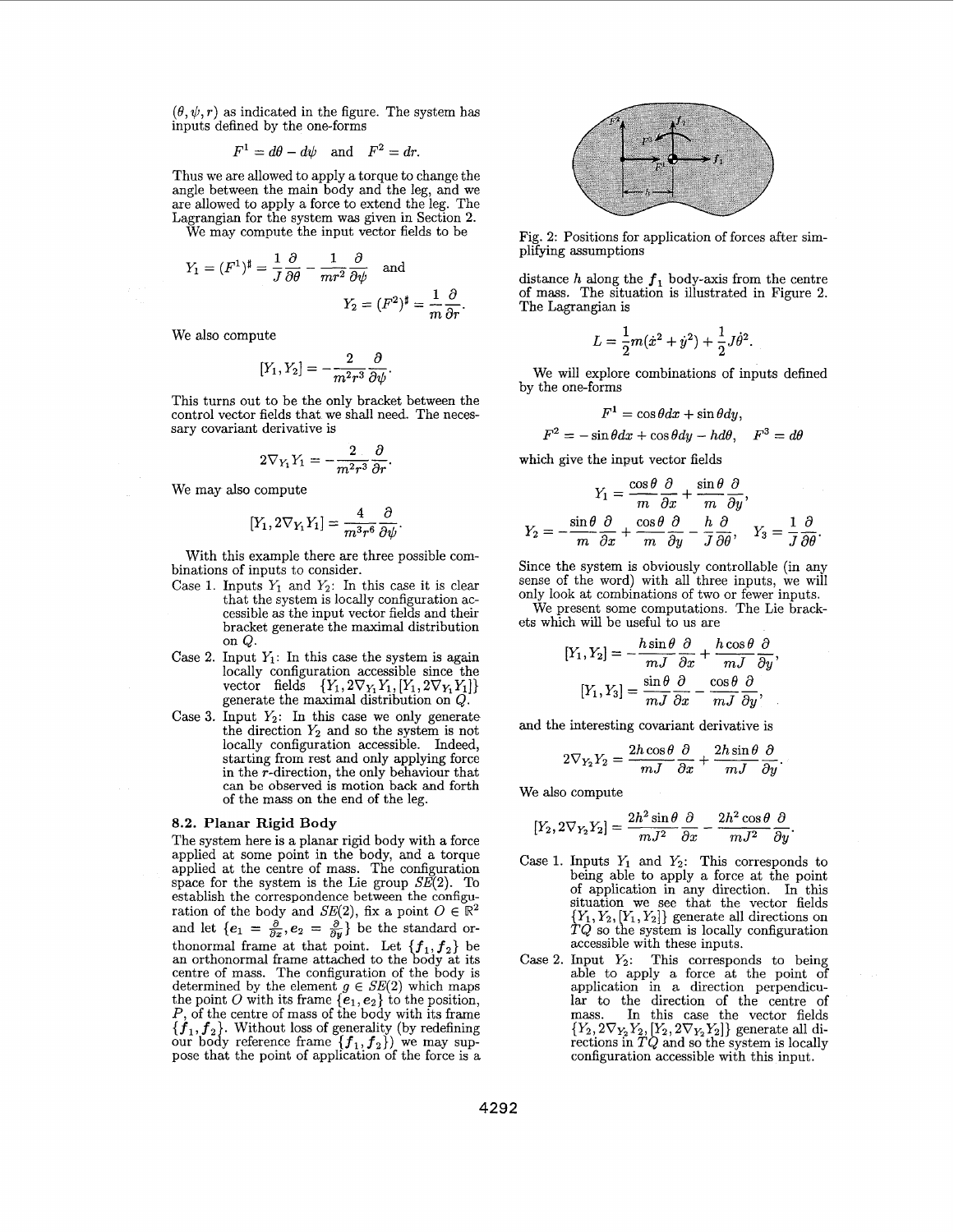$(\theta, \psi, r)$ as indicated in the figure. The system has inputs defined by the one-forms

$$F^1 = d\theta - d\psi \quad \text{and} \quad F^2 = dr.$$

Thus we are allowed to apply a torque to change the angle between the main body and the leg, and we are allowed to apply a force to extend the leg. The Lagrangian for the system was given in Section 2.

We may compute the input vector fields to be

$$Y_1 = (F^1)^\sharp = \frac{1}{J}\frac{\partial}{\partial \theta} - \frac{1}{mr^2}\frac{\partial}{\partial \psi} \quad \text{and}$$

$$Y_2 = (F^2)^\sharp = \frac{1}{m}\frac{\partial}{\partial r}.$$

We also compute

$$[Y_1, Y_2] = -\frac{2}{m^2 r^3}\frac{\partial}{\partial \psi}.$$

This turns out to be the only bracket between the control vector fields that we shall need. The necessary covariant derivative is

$$2\nabla_{Y_1} Y_1 = -\frac{2}{m^2 r^3}\frac{\partial}{\partial r}.$$

We may also compute

$$[Y_1, 2\nabla_{Y_1} Y_1] = \frac{4}{m^3 r^6}\frac{\partial}{\partial \psi}.$$

With this example there are three possible combinations of inputs to consider.

- Case 1. Inputs $Y_1$ and $Y_2$: In this case it is clear that the system is locally configuration accessible as the input vector fields and their bracket generate the maximal distribution on $Q$.
- Case 2. Input $Y_1$: In this case the system is again locally configuration accessible since the vector fields $\{Y_1, 2\nabla_{Y_1} Y_1, [Y_1, 2\nabla_{Y_1} Y_1]\}$ generate the maximal distribution on $Q$.
- Case 3. Input $Y_2$: In this case we only generate the direction $Y_2$ and so the system is not locally configuration accessible. Indeed, starting from rest and only applying force in the $r$-direction, the only behaviour that can be observed is motion back and forth of the mass on the end of the leg.

### 8.2. Planar Rigid Body

The system here is a planar rigid body with a force applied at some point in the body, and a torque applied at the centre of mass. The configuration space for the system is the Lie group $SE(2)$. To establish the correspondence between the configuration of the body and $SE(2)$, fix a point $O \in \mathbb{R}^2$ and let $\{e_1 = \frac{\partial}{\partial x}, e_2 = \frac{\partial}{\partial y}\}$ be the standard orthonormal frame at that point. Let $\{f_1, f_2\}$ be an orthonormal frame attached to the body at its centre of mass. The configuration of the body is determined by the element $g \in SE(2)$ which maps the point $O$ with its frame $\{e_1, e_2\}$ to the position, $P$, of the centre of mass of the body with its frame $\{f_1, f_2\}$. Without loss of generality (by redefining our body reference frame $\{f_1, f_2\}$) we may suppose that the point of application of the force is a distance $h$ along the $f_1$ body-axis from the centre of mass. The situation is illustrated in Figure 2. The Lagrangian is

Fig. 2: Positions for application of forces after simplifying assumptions

$$L = \frac{1}{2}m(\dot{x}^2 + \dot{y}^2) + \frac{1}{2}J\dot{\theta}^2.$$

We will explore combinations of inputs defined by the one-forms

$$F^1 = \cos\theta dx + \sin\theta dy,$$

$$F^2 = -\sin\theta dx + \cos\theta dy - h d\theta, \quad F^3 = d\theta$$

which give the input vector fields

$$Y_1 = \frac{\cos\theta}{m}\frac{\partial}{\partial x} + \frac{\sin\theta}{m}\frac{\partial}{\partial y},$$

$$Y_2 = -\frac{\sin\theta}{m}\frac{\partial}{\partial x} + \frac{\cos\theta}{m}\frac{\partial}{\partial y} - \frac{h}{J}\frac{\partial}{\partial \theta}, \quad Y_3 = \frac{1}{J}\frac{\partial}{\partial \theta}.$$

Since the system is obviously controllable (in any sense of the word) with all three inputs, we will only look at combinations of two or fewer inputs.

We present some computations. The Lie brackets which will be useful to us are

$$[Y_1, Y_2] = -\frac{h\sin\theta}{mJ}\frac{\partial}{\partial x} + \frac{h\cos\theta}{mJ}\frac{\partial}{\partial y},$$

$$[Y_1, Y_3] = \frac{\sin\theta}{mJ}\frac{\partial}{\partial x} - \frac{\cos\theta}{mJ}\frac{\partial}{\partial y},$$

and the interesting covariant derivative is

$$2\nabla_{Y_2} Y_2 = \frac{2h\cos\theta}{mJ}\frac{\partial}{\partial x} + \frac{2h\sin\theta}{mJ}\frac{\partial}{\partial y}.$$

We also compute

$$[Y_2, 2\nabla_{Y_2} Y_2] = \frac{2h^2\sin\theta}{mJ^2}\frac{\partial}{\partial x} - \frac{2h^2\cos\theta}{mJ^2}\frac{\partial}{\partial y}.$$

- Case 1. Inputs $Y_1$ and $Y_2$: This corresponds to being able to apply a force at the point of application in any direction. In this situation we see that the vector fields $\{Y_1, Y_2, [Y_1, Y_2]\}$ generate all directions on $TQ$ so the system is locally configuration accessible with these inputs.
- Case 2. Input $Y_2$: This corresponds to being able to apply a force at the point of application in a direction perpendicular to the direction of the centre of mass. In this case the vector fields $\{Y_2, 2\nabla_{Y_2} Y_2, [Y_2, 2\nabla_{Y_2} Y_2]\}$ generate all directions in $TQ$ and so the system is locally configuration accessible with this input.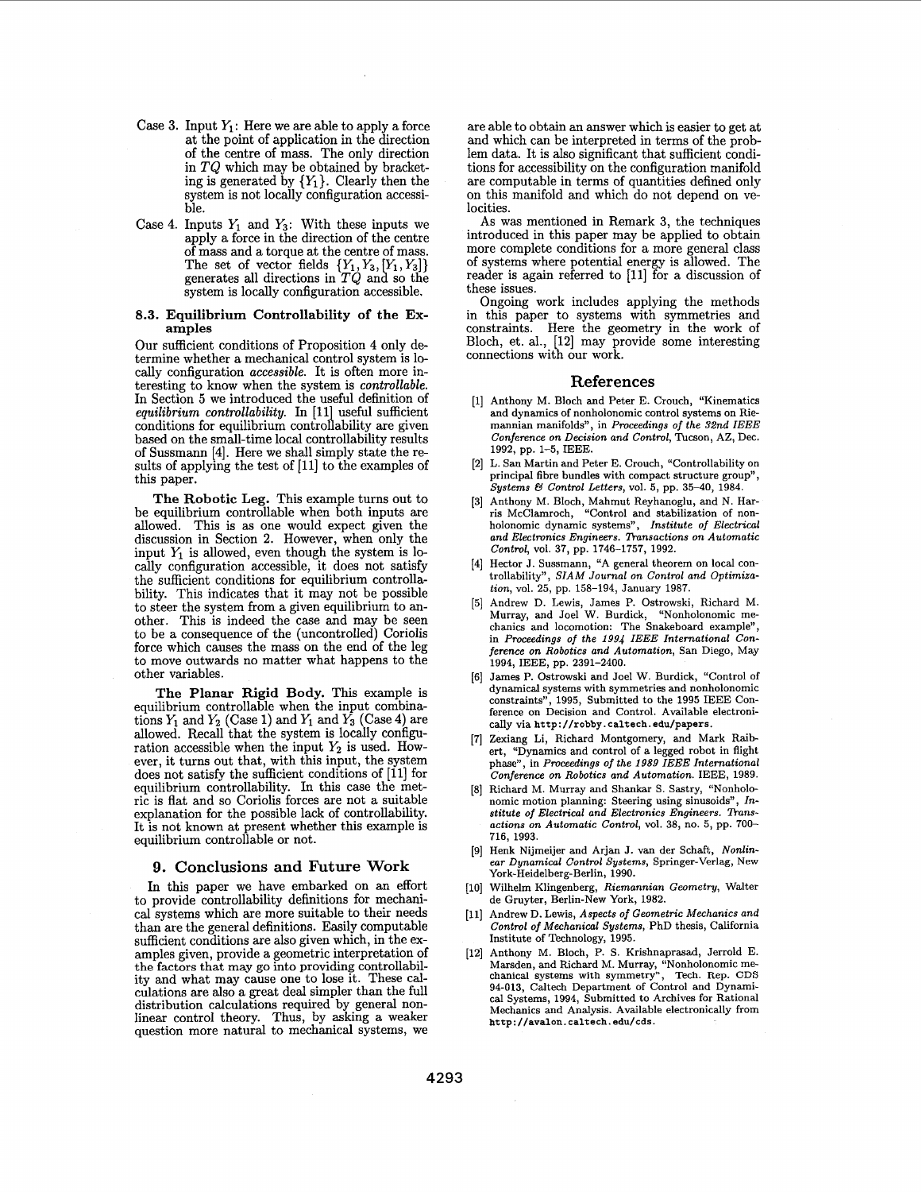Case 3. Input $Y_1$: Here we are able to apply a force at the point of application in the direction of the centre of mass. The only direction in $TQ$ which may be obtained by bracketing is generated by $\{Y_1\}$. Clearly then the system is not locally configuration accessible.

Case 4. Inputs $Y_1$ and $Y_3$: With these inputs we apply a force in the direction of the centre of mass and a torque at the centre of mass. The set of vector fields $\{Y_1, Y_3, [Y_1, Y_3]\}$ generates all directions in $TQ$ and so the system is locally configuration accessible.

### 8.3. Equilibrium Controllability of the Examples

Our sufficient conditions of Proposition 4 only determine whether a mechanical control system is locally configuration *accessible*. It is often more interesting to know when the system is *controllable*. In Section 5 we introduced the useful definition of *equilibrium controllability*. In [11] useful sufficient conditions for equilibrium controllability are given based on the small-time local controllability results of Sussmann [4]. Here we shall simply state the results of applying the test of [11] to the examples of this paper.

**The Robotic Leg.** This example turns out to be equilibrium controllable when both inputs are allowed. This is as one would expect given the discussion in Section 2. However, when only the input $Y_1$ is allowed, even though the system is locally configuration accessible, it does not satisfy the sufficient conditions for equilibrium controllability. This indicates that it may not be possible to steer the system from a given equilibrium to another. This is indeed the case and may be seen to be a consequence of the (uncontrolled) Coriolis force which causes the mass on the end of the leg to move outwards no matter what happens to the other variables.

**The Planar Rigid Body.** This example is equilibrium controllable when the input combinations $Y_1$ and $Y_2$ (Case 1) and $Y_1$ and $Y_3$ (Case 4) are allowed. Recall that the system is locally configuration accessible when the input $Y_2$ is used. However, it turns out that, with this input, the system does not satisfy the sufficient conditions of [11] for equilibrium controllability. In this case the metric is flat and so Coriolis forces are not a suitable explanation for the possible lack of controllability. It is not known at present whether this example is equilibrium controllable or not.

## 9. Conclusions and Future Work

In this paper we have embarked on an effort to provide controllability definitions for mechanical systems which are more suitable to their needs than are the general definitions. Easily computable sufficient conditions are also given which, in the examples given, provide a geometric interpretation of the factors that may go into providing controllability and what may cause one to lose it. These calculations are also a great deal simpler than the full distribution calculations required by general nonlinear control theory. Thus, by asking a weaker question more natural to mechanical systems, we are able to obtain an answer which is easier to get at and which can be interpreted in terms of the problem data. It is also significant that sufficient conditions for accessibility on the configuration manifold are computable in terms of quantities defined only on this manifold and which do not depend on velocities.

As was mentioned in Remark 3, the techniques introduced in this paper may be applied to obtain more complete conditions for a more general class of systems where potential energy is allowed. The reader is again referred to [11] for a discussion of these issues.

Ongoing work includes applying the methods in this paper to systems with symmetries and constraints. Here the geometry in the work of Bloch, et. al., [12] may provide some interesting connections with our work.

## References

[1] Anthony M. Bloch and Peter E. Crouch, "Kinematics and dynamics of nonholonomic control systems on Riemannian manifolds", in *Proceedings of the 32nd IEEE Conference on Decision and Control*, Tucson, AZ, Dec. 1992, pp. 1–5, IEEE.

[2] L. San Martin and Peter E. Crouch, "Controllability on principal fibre bundles with compact structure group", *Systems & Control Letters*, vol. 5, pp. 35–40, 1984.

[3] Anthony M. Bloch, Mahmut Reyhanoglu, and N. Harris McClamroch, "Control and stabilization of nonholonomic dynamic systems", *Institute of Electrical and Electronics Engineers. Transactions on Automatic Control*, vol. 37, pp. 1746–1757, 1992.

[4] Hector J. Sussmann, "A general theorem on local controllability", *SIAM Journal on Control and Optimization*, vol. 25, pp. 158–194, January 1987.

[5] Andrew D. Lewis, James P. Ostrowski, Richard M. Murray, and Joel W. Burdick, "Nonholonomic mechanics and locomotion: The Snakeboard example", in *Proceedings of the 1994 IEEE International Conference on Robotics and Automation*, San Diego, May 1994, IEEE, pp. 2391–2400.

[6] James P. Ostrowski and Joel W. Burdick, "Control of dynamical systems with symmetries and nonholonomic constraints", 1995, Submitted to the 1995 IEEE Conference on Decision and Control. Available electronically via `http://robby.caltech.edu/papers`.

[7] Zexiang Li, Richard Montgomery, and Mark Raibert, "Dynamics and control of a legged robot in flight phase", in *Proceedings of the 1989 IEEE International Conference on Robotics and Automation*. IEEE, 1989.

[8] Richard M. Murray and Shankar S. Sastry, "Nonholonomic motion planning: Steering using sinusoids", *Institute of Electrical and Electronics Engineers. Transactions on Automatic Control*, vol. 38, no. 5, pp. 700–716, 1993.

[9] Henk Nijmeijer and Arjan J. van der Schaft, *Nonlinear Dynamical Control Systems*, Springer-Verlag, New York-Heidelberg-Berlin, 1990.

[10] Wilhelm Klingenberg, *Riemannian Geometry*, Walter de Gruyter, Berlin-New York, 1982.

[11] Andrew D. Lewis, *Aspects of Geometric Mechanics and Control of Mechanical Systems*, PhD thesis, California Institute of Technology, 1995.

[12] Anthony M. Bloch, P. S. Krishnaprasad, Jerrold E. Marsden, and Richard M. Murray, "Nonholonomic mechanical systems with symmetry", Tech. Rep. CDS 94-013, Caltech Department of Control and Dynamical Systems, 1994, Submitted to Archives for Rational Mechanics and Analysis. Available electronically from `http://avalon.caltech.edu/cds`.